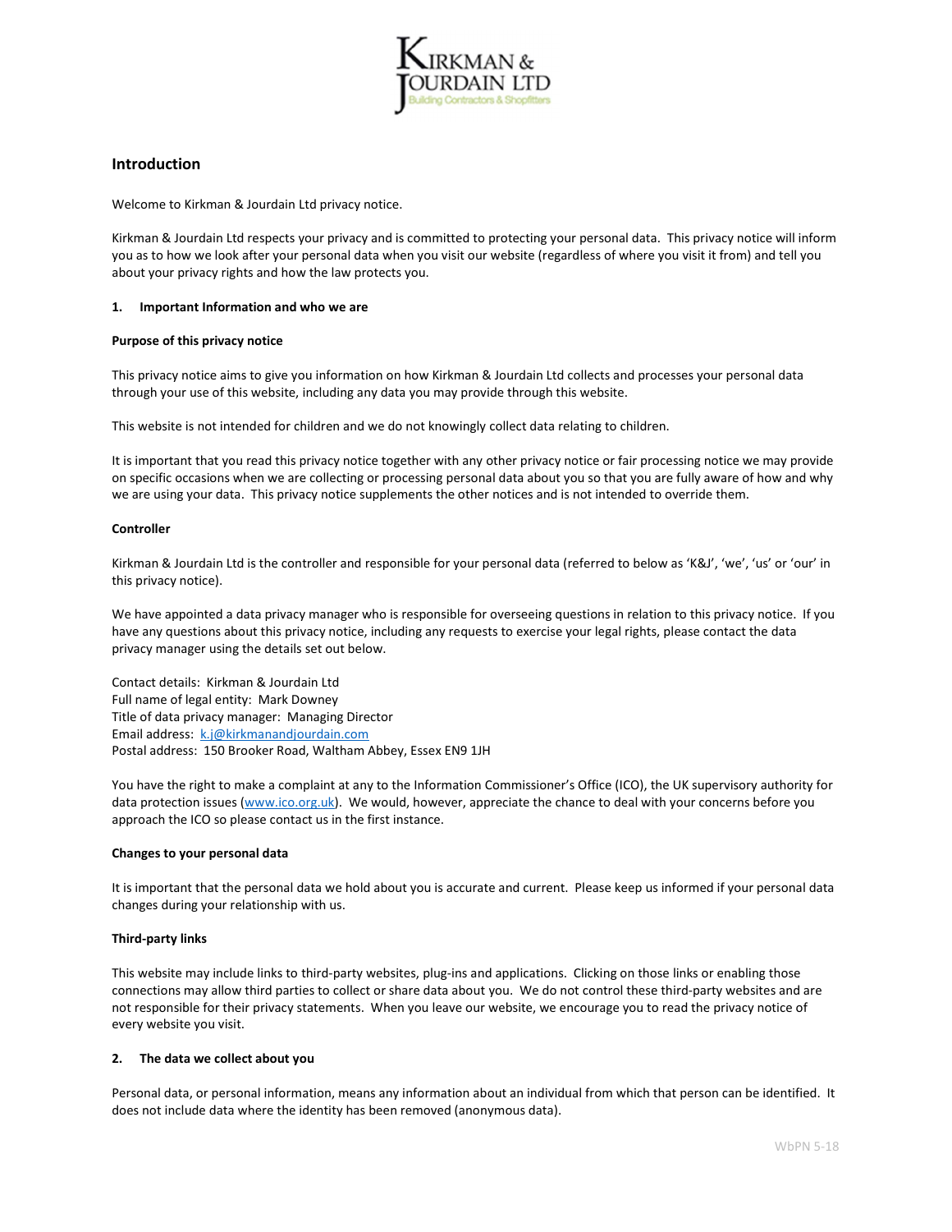## Introduction

Welcome to Kirkman & Jourdain Ltd privacy notice.

Kirkman & Jourdain Ltd respects your privacy and is committed to protecting your personal data. This privacy notice will inform you as to how we look after your personal data when you visit our website (regardless of where you visit it from) and tell you about your privacy rights and how the law protects you.

### 1. Important Information and who we are

**Purpose of this privacy notice**

This privacy notice aims to give you information on how Kirkman & Jourdain Ltd collects and processes your personal data through your use of this website, including any data you may provide through this website.

This website is not intended for children and we do not knowingly collect data relating to children.

It is important that you read this privacy notice together with any other privacy notice or fair processing notice we may provide on specific occasions when we are collecting or processing personal data about you so that you are fully aware of how and why we are using your data. This privacy notice supplements the other notices and is not intended to override them.

**Controller**

Kirkman & Jourdain Ltd is the controller and responsible for your personal data (referred to below as 'K&J', 'we', 'us' or 'our' in this privacy notice).

We have appointed a data privacy manager who is responsible for overseeing questions in relation to this privacy notice. If you have any questions about this privacy notice, including any requests to exercise your legal rights, please contact the data privacy manager using the details set out below.

Contact details: Kirkman & Jourdain Ltd
Full name of legal entity: Mark Downey
Title of data privacy manager: Managing Director
Email address: k.j@kirkmanandjourdain.com
Postal address: 150 Brooker Road, Waltham Abbey, Essex EN9 1JH

You have the right to make a complaint at any to the Information Commissioner's Office (ICO), the UK supervisory authority for data protection issues (www.ico.org.uk). We would, however, appreciate the chance to deal with your concerns before you approach the ICO so please contact us in the first instance.

**Changes to your personal data**

It is important that the personal data we hold about you is accurate and current. Please keep us informed if your personal data changes during your relationship with us.

**Third-party links**

This website may include links to third-party websites, plug-ins and applications. Clicking on those links or enabling those connections may allow third parties to collect or share data about you. We do not control these third-party websites and are not responsible for their privacy statements. When you leave our website, we encourage you to read the privacy notice of every website you visit.

### 2. The data we collect about you

Personal data, or personal information, means any information about an individual from which that person can be identified. It does not include data where the identity has been removed (anonymous data).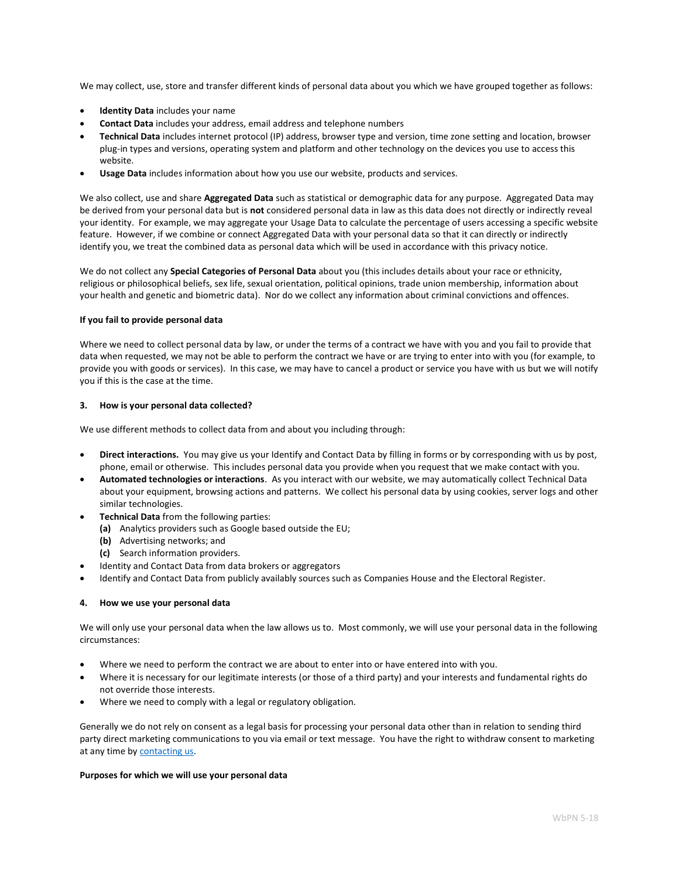We may collect, use, store and transfer different kinds of personal data about you which we have grouped together as follows:

- **Identity Data** includes your name
- **Contact Data** includes your address, email address and telephone numbers
- **Technical Data** includes internet protocol (IP) address, browser type and version, time zone setting and location, browser plug-in types and versions, operating system and platform and other technology on the devices you use to access this website.
- **Usage Data** includes information about how you use our website, products and services.

We also collect, use and share **Aggregated Data** such as statistical or demographic data for any purpose. Aggregated Data may be derived from your personal data but is **not** considered personal data in law as this data does not directly or indirectly reveal your identity. For example, we may aggregate your Usage Data to calculate the percentage of users accessing a specific website feature. However, if we combine or connect Aggregated Data with your personal data so that it can directly or indirectly identify you, we treat the combined data as personal data which will be used in accordance with this privacy notice.

We do not collect any **Special Categories of Personal Data** about you (this includes details about your race or ethnicity, religious or philosophical beliefs, sex life, sexual orientation, political opinions, trade union membership, information about your health and genetic and biometric data). Nor do we collect any information about criminal convictions and offences.

**If you fail to provide personal data**

Where we need to collect personal data by law, or under the terms of a contract we have with you and you fail to provide that data when requested, we may not be able to perform the contract we have or are trying to enter into with you (for example, to provide you with goods or services). In this case, we may have to cancel a product or service you have with us but we will notify you if this is the case at the time.

### 3. How is your personal data collected?

We use different methods to collect data from and about you including through:

- **Direct interactions.** You may give us your Identify and Contact Data by filling in forms or by corresponding with us by post, phone, email or otherwise. This includes personal data you provide when you request that we make contact with you.
- **Automated technologies or interactions**. As you interact with our website, we may automatically collect Technical Data about your equipment, browsing actions and patterns. We collect his personal data by using cookies, server logs and other similar technologies.
- **Technical Data** from the following parties:
  - **(a)** Analytics providers such as Google based outside the EU;
  - **(b)** Advertising networks; and
  - **(c)** Search information providers.
- Identity and Contact Data from data brokers or aggregators
- Identify and Contact Data from publicly availably sources such as Companies House and the Electoral Register.

### 4. How we use your personal data

We will only use your personal data when the law allows us to. Most commonly, we will use your personal data in the following circumstances:

- Where we need to perform the contract we are about to enter into or have entered into with you.
- Where it is necessary for our legitimate interests (or those of a third party) and your interests and fundamental rights do not override those interests.
- Where we need to comply with a legal or regulatory obligation.

Generally we do not rely on consent as a legal basis for processing your personal data other than in relation to sending third party direct marketing communications to you via email or text message. You have the right to withdraw consent to marketing at any time by contacting us.

**Purposes for which we will use your personal data**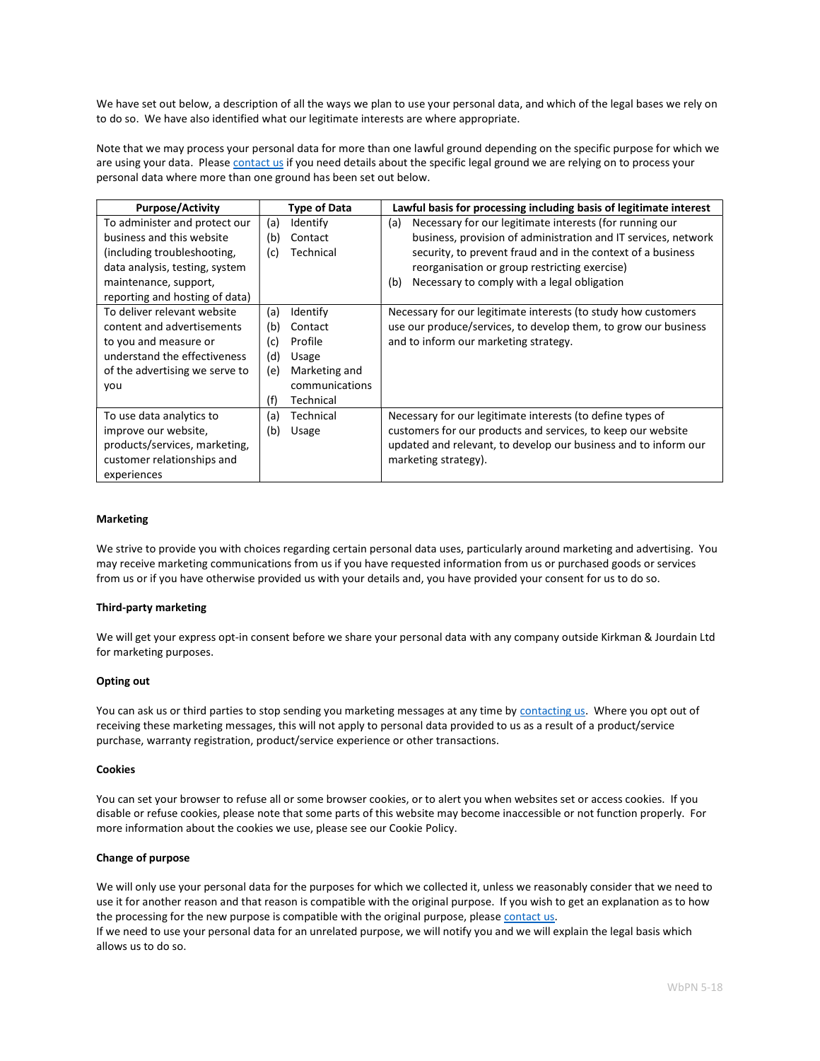We have set out below, a description of all the ways we plan to use your personal data, and which of the legal bases we rely on to do so. We have also identified what our legitimate interests are where appropriate.

Note that we may process your personal data for more than one lawful ground depending on the specific purpose for which we are using your data. Please contact us if you need details about the specific legal ground we are relying on to process your personal data where more than one ground has been set out below.

| Purpose/Activity | Type of Data | Lawful basis for processing including basis of legitimate interest |
|---|---|---|
| To administer and protect our business and this website (including troubleshooting, data analysis, testing, system maintenance, support, reporting and hosting of data) | (a) Identify<br>(b) Contact<br>(c) Technical | (a) Necessary for our legitimate interests (for running our business, provision of administration and IT services, network security, to prevent fraud and in the context of a business reorganisation or group restricting exercise)<br>(b) Necessary to comply with a legal obligation |
| To deliver relevant website content and advertisements to you and measure or understand the effectiveness of the advertising we serve to you | (a) Identify<br>(b) Contact<br>(c) Profile<br>(d) Usage<br>(e) Marketing and communications<br>(f) Technical | Necessary for our legitimate interests (to study how customers use our produce/services, to develop them, to grow our business and to inform our marketing strategy. |
| To use data analytics to improve our website, products/services, marketing, customer relationships and experiences | (a) Technical<br>(b) Usage | Necessary for our legitimate interests (to define types of customers for our products and services, to keep our website updated and relevant, to develop our business and to inform our marketing strategy). |

**Marketing**

We strive to provide you with choices regarding certain personal data uses, particularly around marketing and advertising. You may receive marketing communications from us if you have requested information from us or purchased goods or services from us or if you have otherwise provided us with your details and, you have provided your consent for us to do so.

**Third-party marketing**

We will get your express opt-in consent before we share your personal data with any company outside Kirkman & Jourdain Ltd for marketing purposes.

**Opting out**

You can ask us or third parties to stop sending you marketing messages at any time by contacting us. Where you opt out of receiving these marketing messages, this will not apply to personal data provided to us as a result of a product/service purchase, warranty registration, product/service experience or other transactions.

**Cookies**

You can set your browser to refuse all or some browser cookies, or to alert you when websites set or access cookies. If you disable or refuse cookies, please note that some parts of this website may become inaccessible or not function properly. For more information about the cookies we use, please see our Cookie Policy.

**Change of purpose**

We will only use your personal data for the purposes for which we collected it, unless we reasonably consider that we need to use it for another reason and that reason is compatible with the original purpose. If you wish to get an explanation as to how the processing for the new purpose is compatible with the original purpose, please contact us.
If we need to use your personal data for an unrelated purpose, we will notify you and we will explain the legal basis which allows us to do so.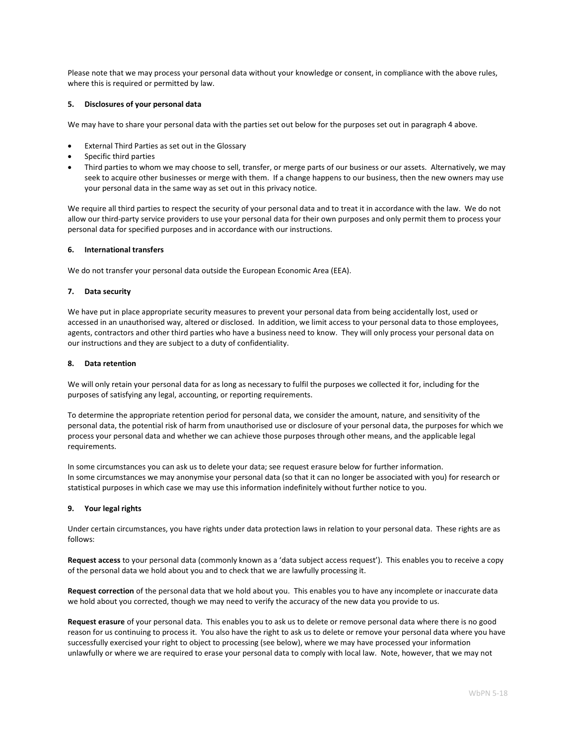Please note that we may process your personal data without your knowledge or consent, in compliance with the above rules, where this is required or permitted by law.

**5. Disclosures of your personal data**

We may have to share your personal data with the parties set out below for the purposes set out in paragraph 4 above.

- External Third Parties as set out in the Glossary
- Specific third parties
- Third parties to whom we may choose to sell, transfer, or merge parts of our business or our assets. Alternatively, we may seek to acquire other businesses or merge with them. If a change happens to our business, then the new owners may use your personal data in the same way as set out in this privacy notice.

We require all third parties to respect the security of your personal data and to treat it in accordance with the law. We do not allow our third-party service providers to use your personal data for their own purposes and only permit them to process your personal data for specified purposes and in accordance with our instructions.

**6. International transfers**

We do not transfer your personal data outside the European Economic Area (EEA).

**7. Data security**

We have put in place appropriate security measures to prevent your personal data from being accidentally lost, used or accessed in an unauthorised way, altered or disclosed. In addition, we limit access to your personal data to those employees, agents, contractors and other third parties who have a business need to know. They will only process your personal data on our instructions and they are subject to a duty of confidentiality.

**8. Data retention**

We will only retain your personal data for as long as necessary to fulfil the purposes we collected it for, including for the purposes of satisfying any legal, accounting, or reporting requirements.

To determine the appropriate retention period for personal data, we consider the amount, nature, and sensitivity of the personal data, the potential risk of harm from unauthorised use or disclosure of your personal data, the purposes for which we process your personal data and whether we can achieve those purposes through other means, and the applicable legal requirements.

In some circumstances you can ask us to delete your data; see request erasure below for further information.
In some circumstances we may anonymise your personal data (so that it can no longer be associated with you) for research or statistical purposes in which case we may use this information indefinitely without further notice to you.

**9. Your legal rights**

Under certain circumstances, you have rights under data protection laws in relation to your personal data. These rights are as follows:

**Request access** to your personal data (commonly known as a 'data subject access request'). This enables you to receive a copy of the personal data we hold about you and to check that we are lawfully processing it.

**Request correction** of the personal data that we hold about you. This enables you to have any incomplete or inaccurate data we hold about you corrected, though we may need to verify the accuracy of the new data you provide to us.

**Request erasure** of your personal data. This enables you to ask us to delete or remove personal data where there is no good reason for us continuing to process it. You also have the right to ask us to delete or remove your personal data where you have successfully exercised your right to object to processing (see below), where we may have processed your information unlawfully or where we are required to erase your personal data to comply with local law. Note, however, that we may not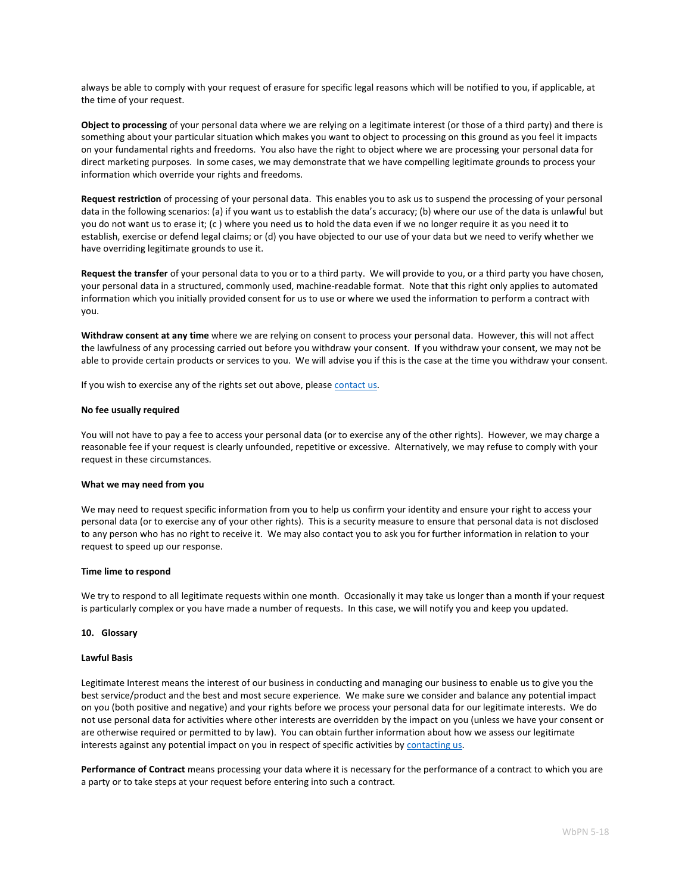always be able to comply with your request of erasure for specific legal reasons which will be notified to you, if applicable, at the time of your request.

**Object to processing** of your personal data where we are relying on a legitimate interest (or those of a third party) and there is something about your particular situation which makes you want to object to processing on this ground as you feel it impacts on your fundamental rights and freedoms. You also have the right to object where we are processing your personal data for direct marketing purposes. In some cases, we may demonstrate that we have compelling legitimate grounds to process your information which override your rights and freedoms.

**Request restriction** of processing of your personal data. This enables you to ask us to suspend the processing of your personal data in the following scenarios: (a) if you want us to establish the data's accuracy; (b) where our use of the data is unlawful but you do not want us to erase it; (c ) where you need us to hold the data even if we no longer require it as you need it to establish, exercise or defend legal claims; or (d) you have objected to our use of your data but we need to verify whether we have overriding legitimate grounds to use it.

**Request the transfer** of your personal data to you or to a third party. We will provide to you, or a third party you have chosen, your personal data in a structured, commonly used, machine-readable format. Note that this right only applies to automated information which you initially provided consent for us to use or where we used the information to perform a contract with you.

**Withdraw consent at any time** where we are relying on consent to process your personal data. However, this will not affect the lawfulness of any processing carried out before you withdraw your consent. If you withdraw your consent, we may not be able to provide certain products or services to you. We will advise you if this is the case at the time you withdraw your consent.

If you wish to exercise any of the rights set out above, please contact us.

**No fee usually required**

You will not have to pay a fee to access your personal data (or to exercise any of the other rights). However, we may charge a reasonable fee if your request is clearly unfounded, repetitive or excessive. Alternatively, we may refuse to comply with your request in these circumstances.

**What we may need from you**

We may need to request specific information from you to help us confirm your identity and ensure your right to access your personal data (or to exercise any of your other rights). This is a security measure to ensure that personal data is not disclosed to any person who has no right to receive it. We may also contact you to ask you for further information in relation to your request to speed up our response.

**Time lime to respond**

We try to respond to all legitimate requests within one month. Occasionally it may take us longer than a month if your request is particularly complex or you have made a number of requests. In this case, we will notify you and keep you updated.

## 10. Glossary

**Lawful Basis**

Legitimate Interest means the interest of our business in conducting and managing our business to enable us to give you the best service/product and the best and most secure experience. We make sure we consider and balance any potential impact on you (both positive and negative) and your rights before we process your personal data for our legitimate interests. We do not use personal data for activities where other interests are overridden by the impact on you (unless we have your consent or are otherwise required or permitted to by law). You can obtain further information about how we assess our legitimate interests against any potential impact on you in respect of specific activities by contacting us.

**Performance of Contract** means processing your data where it is necessary for the performance of a contract to which you are a party or to take steps at your request before entering into such a contract.

WbPN 5-18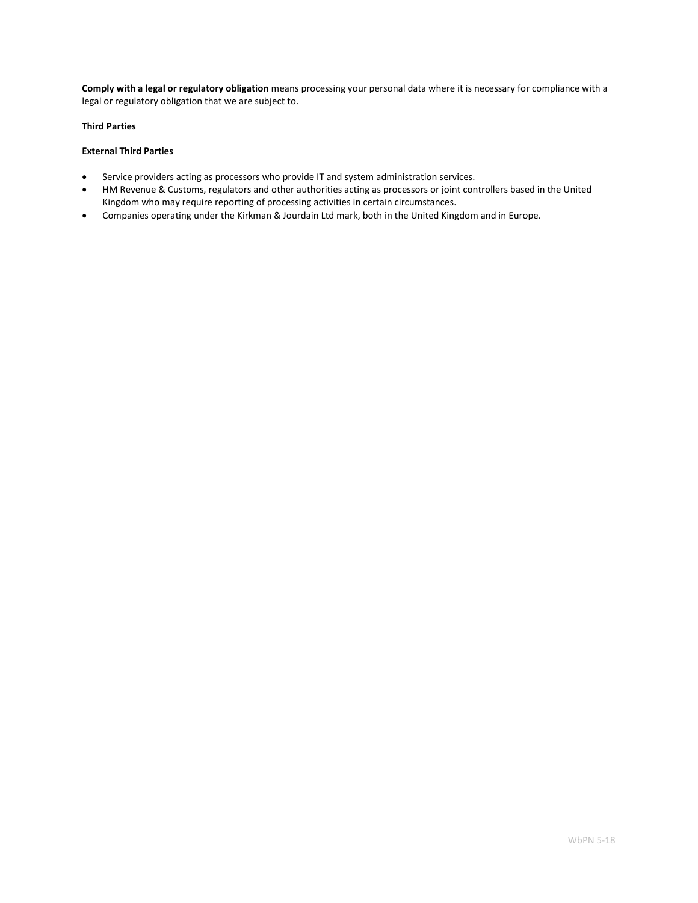**Comply with a legal or regulatory obligation** means processing your personal data where it is necessary for compliance with a legal or regulatory obligation that we are subject to.

**Third Parties**

**External Third Parties**

- Service providers acting as processors who provide IT and system administration services.
- HM Revenue & Customs, regulators and other authorities acting as processors or joint controllers based in the United Kingdom who may require reporting of processing activities in certain circumstances.
- Companies operating under the Kirkman & Jourdain Ltd mark, both in the United Kingdom and in Europe.